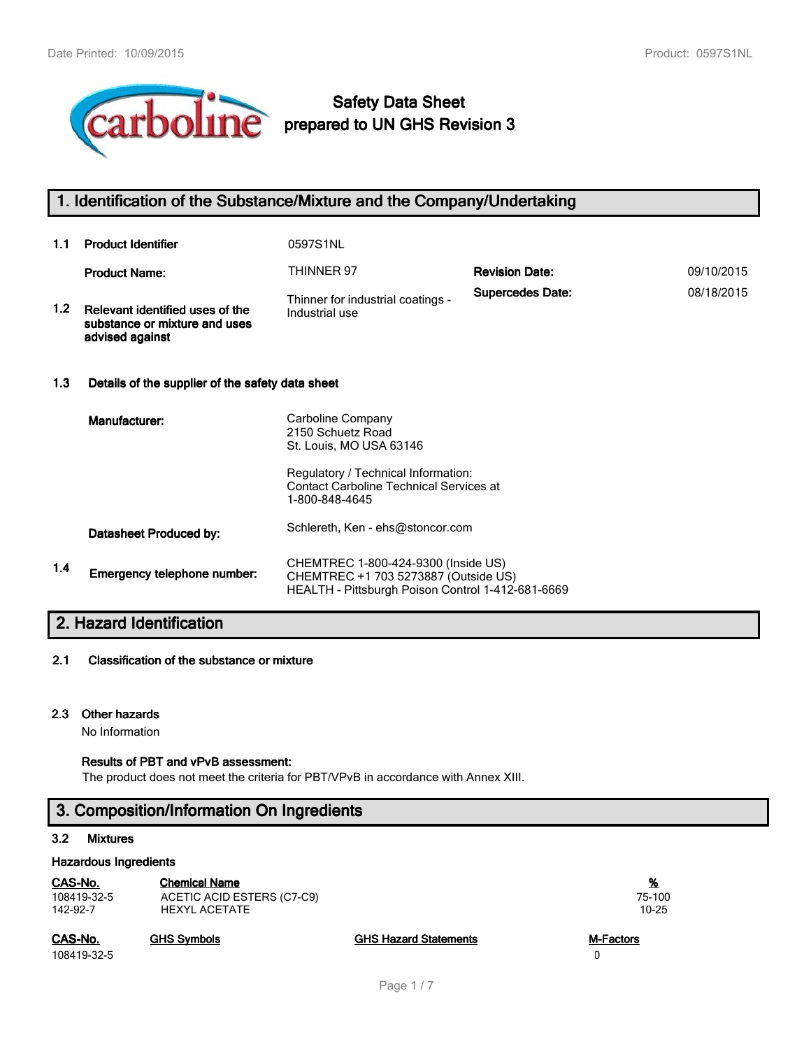# Safety Data Sheet prepared to UN GHS Revision 3

## 1. Identification of the Substance/Mixture and the Company/Undertaking

**1.1 Product Identifier** 0597S1NL

| | | | |
|---|---|---|---|
| **Product Name:** | THINNER 97 | **Revision Date:** | 09/10/2015 |
| **1.2 Relevant identified uses of the substance or mixture and uses advised against** | Thinner for industrial coatings - Industrial use | **Supercedes Date:** | 08/18/2015 |

**1.3 Details of the supplier of the safety data sheet**

**Manufacturer:**
Carboline Company
2150 Schuetz Road
St. Louis, MO USA 63146

Regulatory / Technical Information:
Contact Carboline Technical Services at
1-800-848-4645

**Datasheet Produced by:** Schlereth, Ken - ehs@stoncor.com

**1.4 Emergency telephone number:**
CHEMTREC 1-800-424-9300 (Inside US)
CHEMTREC +1 703 5273887 (Outside US)
HEALTH - Pittsburgh Poison Control 1-412-681-6669

## 2. Hazard Identification

**2.1 Classification of the substance or mixture**

**2.3 Other hazards**

No Information

**Results of PBT and vPvB assessment:**

The product does not meet the criteria for PBT/VPvB in accordance with Annex XIII.

## 3. Composition/Information On Ingredients

**3.2 Mixtures**

**Hazardous Ingredients**

| CAS-No. | Chemical Name | % |
|---|---|---|
| 108419-32-5 | ACETIC ACID ESTERS (C7-C9) | 75-100 |
| 142-92-7 | HEXYL ACETATE | 10-25 |

| CAS-No. | GHS Symbols | GHS Hazard Statements | M-Factors |
|---|---|---|---|
| 108419-32-5 | | | 0 |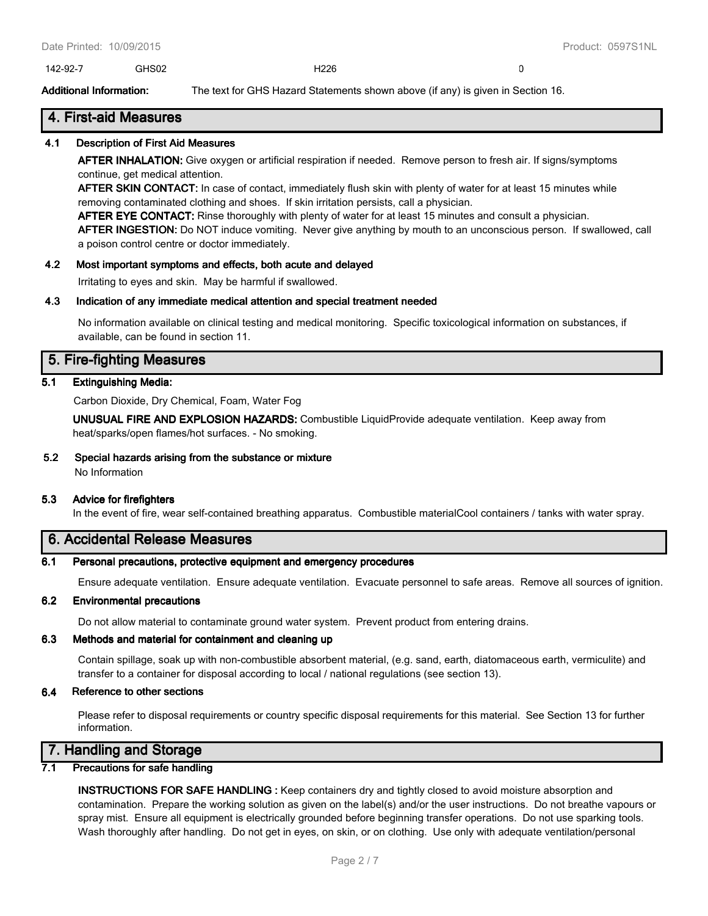| 142-92-7 | GHS02 | H226 | 0 |
|---|---|---|---|

**Additional Information:** The text for GHS Hazard Statements shown above (if any) is given in Section 16.

## 4. First-aid Measures

### 4.1 Description of First Aid Measures

**AFTER INHALATION:** Give oxygen or artificial respiration if needed. Remove person to fresh air. If signs/symptoms continue, get medical attention.

**AFTER SKIN CONTACT:** In case of contact, immediately flush skin with plenty of water for at least 15 minutes while removing contaminated clothing and shoes. If skin irritation persists, call a physician.

**AFTER EYE CONTACT:** Rinse thoroughly with plenty of water for at least 15 minutes and consult a physician.

**AFTER INGESTION:** Do NOT induce vomiting. Never give anything by mouth to an unconscious person. If swallowed, call a poison control centre or doctor immediately.

### 4.2 Most important symptoms and effects, both acute and delayed

Irritating to eyes and skin. May be harmful if swallowed.

### 4.3 Indication of any immediate medical attention and special treatment needed

No information available on clinical testing and medical monitoring. Specific toxicological information on substances, if available, can be found in section 11.

## 5. Fire-fighting Measures

### 5.1 Extinguishing Media:

Carbon Dioxide, Dry Chemical, Foam, Water Fog

**UNUSUAL FIRE AND EXPLOSION HAZARDS:** Combustible LiquidProvide adequate ventilation. Keep away from heat/sparks/open flames/hot surfaces. - No smoking.

### 5.2 Special hazards arising from the substance or mixture

No Information

### 5.3 Advice for firefighters

In the event of fire, wear self-contained breathing apparatus. Combustible materialCool containers / tanks with water spray.

## 6. Accidental Release Measures

### 6.1 Personal precautions, protective equipment and emergency procedures

Ensure adequate ventilation. Ensure adequate ventilation. Evacuate personnel to safe areas. Remove all sources of ignition.

### 6.2 Environmental precautions

Do not allow material to contaminate ground water system. Prevent product from entering drains.

### 6.3 Methods and material for containment and cleaning up

Contain spillage, soak up with non-combustible absorbent material, (e.g. sand, earth, diatomaceous earth, vermiculite) and transfer to a container for disposal according to local / national regulations (see section 13).

### 6.4 Reference to other sections

Please refer to disposal requirements or country specific disposal requirements for this material. See Section 13 for further information.

## 7. Handling and Storage

### 7.1 Precautions for safe handling

**INSTRUCTIONS FOR SAFE HANDLING :** Keep containers dry and tightly closed to avoid moisture absorption and contamination. Prepare the working solution as given on the label(s) and/or the user instructions. Do not breathe vapours or spray mist. Ensure all equipment is electrically grounded before beginning transfer operations. Do not use sparking tools. Wash thoroughly after handling. Do not get in eyes, on skin, or on clothing. Use only with adequate ventilation/personal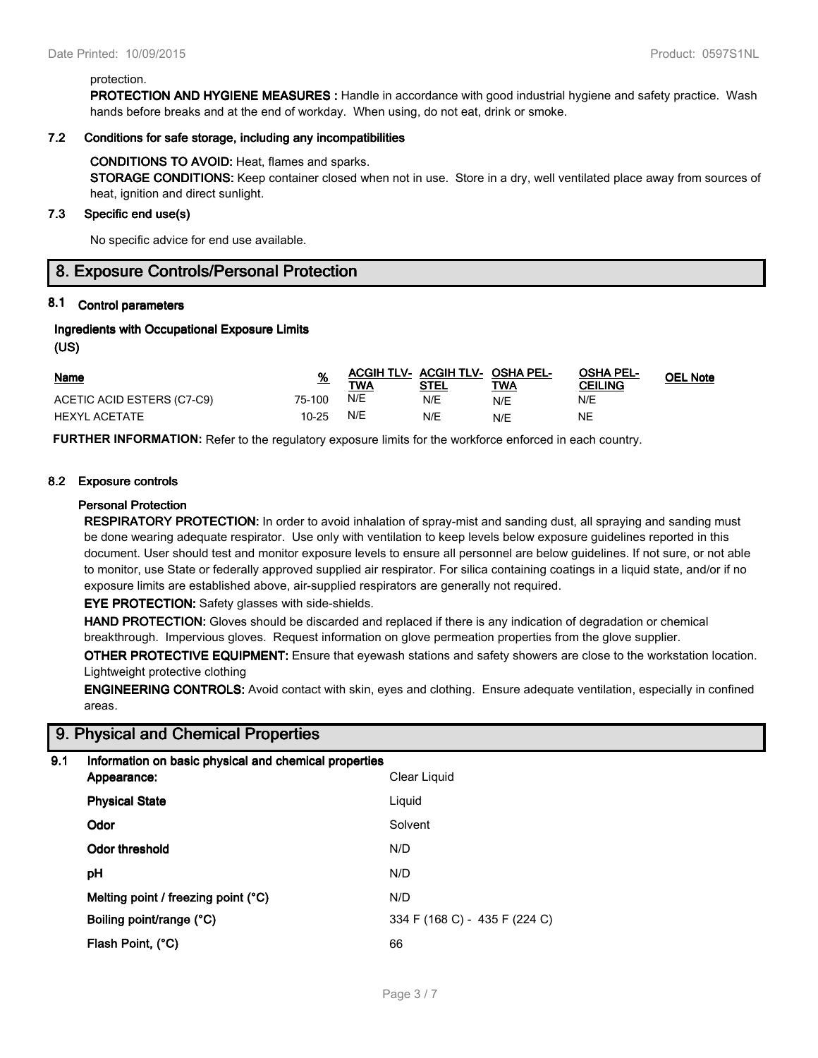protection.

**PROTECTION AND HYGIENE MEASURES :** Handle in accordance with good industrial hygiene and safety practice. Wash hands before breaks and at the end of workday. When using, do not eat, drink or smoke.

### 7.2 Conditions for safe storage, including any incompatibilities

**CONDITIONS TO AVOID:** Heat, flames and sparks.

**STORAGE CONDITIONS:** Keep container closed when not in use. Store in a dry, well ventilated place away from sources of heat, ignition and direct sunlight.

### 7.3 Specific end use(s)

No specific advice for end use available.

## 8. Exposure Controls/Personal Protection

### 8.1 Control parameters

**Ingredients with Occupational Exposure Limits (US)**

| Name | % | ACGIH TLV-TWA | ACGIH TLV-STEL | OSHA PEL-TWA | OSHA PEL-CEILING | OEL Note |
|---|---|---|---|---|---|---|
| ACETIC ACID ESTERS (C7-C9) | 75-100 | N/E | N/E | N/E | N/E | |
| HEXYL ACETATE | 10-25 | N/E | N/E | N/E | NE | |

**FURTHER INFORMATION:** Refer to the regulatory exposure limits for the workforce enforced in each country.

### 8.2 Exposure controls

**Personal Protection**

**RESPIRATORY PROTECTION:** In order to avoid inhalation of spray-mist and sanding dust, all spraying and sanding must be done wearing adequate respirator. Use only with ventilation to keep levels below exposure guidelines reported in this document. User should test and monitor exposure levels to ensure all personnel are below guidelines. If not sure, or not able to monitor, use State or federally approved supplied air respirator. For silica containing coatings in a liquid state, and/or if no exposure limits are established above, air-supplied respirators are generally not required.

**EYE PROTECTION:** Safety glasses with side-shields.

**HAND PROTECTION:** Gloves should be discarded and replaced if there is any indication of degradation or chemical breakthrough. Impervious gloves. Request information on glove permeation properties from the glove supplier.

**OTHER PROTECTIVE EQUIPMENT:** Ensure that eyewash stations and safety showers are close to the workstation location. Lightweight protective clothing

**ENGINEERING CONTROLS:** Avoid contact with skin, eyes and clothing. Ensure adequate ventilation, especially in confined areas.

## 9. Physical and Chemical Properties

### 9.1 Information on basic physical and chemical properties

| | |
|---|---|
| **Appearance:** | Clear Liquid |
| **Physical State** | Liquid |
| **Odor** | Solvent |
| **Odor threshold** | N/D |
| **pH** | N/D |
| **Melting point / freezing point (°C)** | N/D |
| **Boiling point/range (°C)** | 334 F (168 C) - 435 F (224 C) |
| **Flash Point, (°C)** | 66 |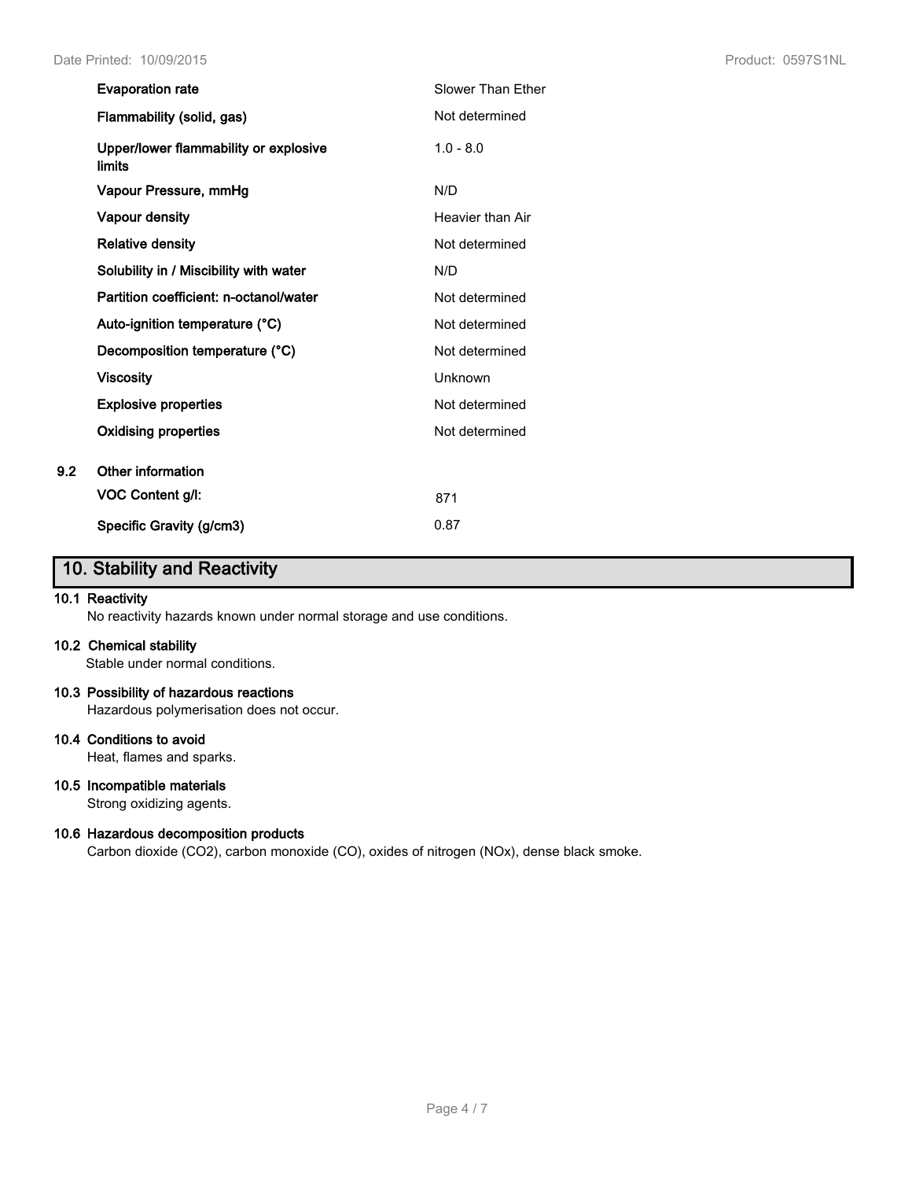| Property | Value |
| --- | --- |
| **Evaporation rate** | Slower Than Ether |
| **Flammability (solid, gas)** | Not determined |
| **Upper/lower flammability or explosive limits** | 1.0 - 8.0 |
| **Vapour Pressure, mmHg** | N/D |
| **Vapour density** | Heavier than Air |
| **Relative density** | Not determined |
| **Solubility in / Miscibility with water** | N/D |
| **Partition coefficient: n-octanol/water** | Not determined |
| **Auto-ignition temperature (°C)** | Not determined |
| **Decomposition temperature (°C)** | Not determined |
| **Viscosity** | Unknown |
| **Explosive properties** | Not determined |
| **Oxidising properties** | Not determined |

**9.2 Other information**

| Property | Value |
| --- | --- |
| **VOC Content g/l:** | 871 |
| **Specific Gravity (g/cm3)** | 0.87 |

## 10. Stability and Reactivity

**10.1 Reactivity**

No reactivity hazards known under normal storage and use conditions.

**10.2 Chemical stability**

Stable under normal conditions.

**10.3 Possibility of hazardous reactions**

Hazardous polymerisation does not occur.

**10.4 Conditions to avoid**

Heat, flames and sparks.

**10.5 Incompatible materials**

Strong oxidizing agents.

**10.6 Hazardous decomposition products**

Carbon dioxide ($CO_2$), carbon monoxide (CO), oxides of nitrogen ($NO_x$), dense black smoke.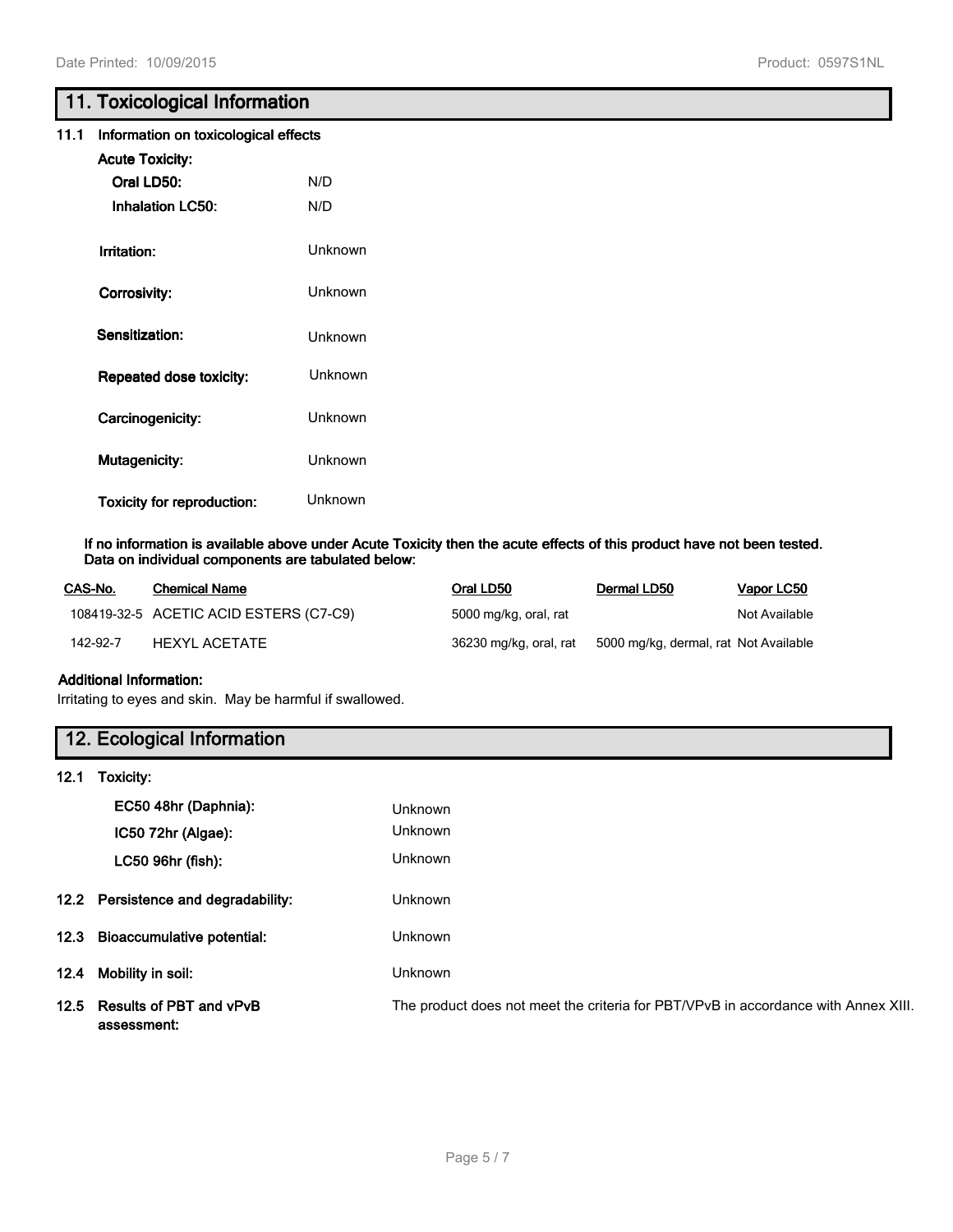## 11. Toxicological Information

### 11.1 Information on toxicological effects

**Acute Toxicity:**

| | |
|---|---|
| **Oral LD50:** | N/D |
| **Inhalation LC50:** | N/D |
| **Irritation:** | Unknown |
| **Corrosivity:** | Unknown |
| **Sensitization:** | Unknown |
| **Repeated dose toxicity:** | Unknown |
| **Carcinogenicity:** | Unknown |
| **Mutagenicity:** | Unknown |
| **Toxicity for reproduction:** | Unknown |

**If no information is available above under Acute Toxicity then the acute effects of this product have not been tested. Data on individual components are tabulated below:**

| CAS-No. | Chemical Name | Oral LD50 | Dermal LD50 | Vapor LC50 |
|---|---|---|---|---|
| 108419-32-5 | ACETIC ACID ESTERS (C7-C9) | 5000 mg/kg, oral, rat | | Not Available |
| 142-92-7 | HEXYL ACETATE | 36230 mg/kg, oral, rat | 5000 mg/kg, dermal, rat | Not Available |

**Additional Information:**

Irritating to eyes and skin. May be harmful if swallowed.

## 12. Ecological Information

### 12.1 Toxicity:

| | |
|---|---|
| **EC50 48hr (Daphnia):** | Unknown |
| **IC50 72hr (Algae):** | Unknown |
| **LC50 96hr (fish):** | Unknown |

| | |
|---|---|
| **12.2 Persistence and degradability:** | Unknown |
| **12.3 Bioaccumulative potential:** | Unknown |
| **12.4 Mobility in soil:** | Unknown |
| **12.5 Results of PBT and vPvB assessment:** | The product does not meet the criteria for PBT/VPvB in accordance with Annex XIII. |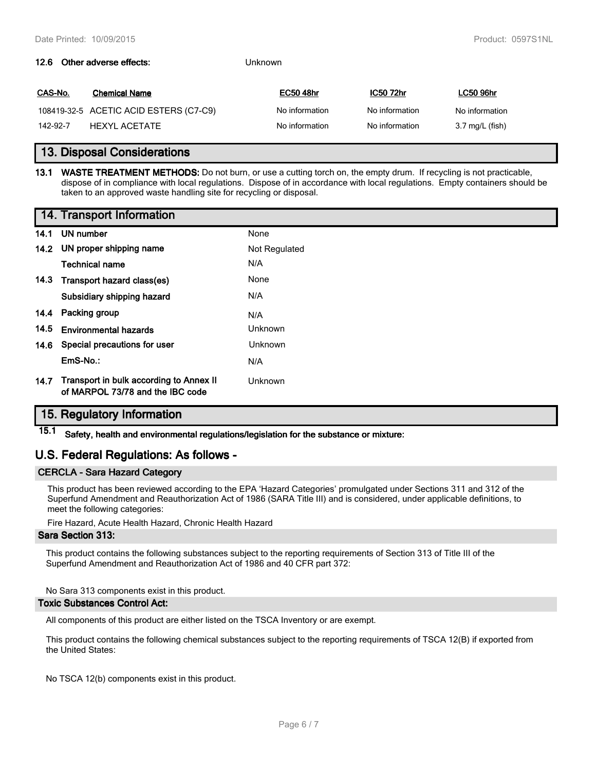**12.6 Other adverse effects:** Unknown

| CAS-No. | Chemical Name | EC50 48hr | IC50 72hr | LC50 96hr |
| --- | --- | --- | --- | --- |
| 108419-32-5 | ACETIC ACID ESTERS (C7-C9) | No information | No information | No information |
| 142-92-7 | HEXYL ACETATE | No information | No information | 3.7 mg/L (fish) |

## 13. Disposal Considerations

**13.1 WASTE TREATMENT METHODS:** Do not burn, or use a cutting torch on, the empty drum. If recycling is not practicable, dispose of in compliance with local regulations. Dispose of in accordance with local regulations. Empty containers should be taken to an approved waste handling site for recycling or disposal.

## 14. Transport Information

| | | |
| --- | --- | --- |
| **14.1** | **UN number** | None |
| **14.2** | **UN proper shipping name** | Not Regulated |
| | **Technical name** | N/A |
| **14.3** | **Transport hazard class(es)** | None |
| | **Subsidiary shipping hazard** | N/A |
| **14.4** | **Packing group** | N/A |
| **14.5** | **Environmental hazards** | Unknown |
| **14.6** | **Special precautions for user** | Unknown |
| | **EmS-No.:** | N/A |
| **14.7** | **Transport in bulk according to Annex II of MARPOL 73/78 and the IBC code** | Unknown |

## 15. Regulatory Information

**15.1 Safety, health and environmental regulations/legislation for the substance or mixture:**

## U.S. Federal Regulations: As follows -

### CERCLA - Sara Hazard Category

This product has been reviewed according to the EPA 'Hazard Categories' promulgated under Sections 311 and 312 of the Superfund Amendment and Reauthorization Act of 1986 (SARA Title III) and is considered, under applicable definitions, to meet the following categories:

Fire Hazard, Acute Health Hazard, Chronic Health Hazard

### Sara Section 313:

This product contains the following substances subject to the reporting requirements of Section 313 of Title III of the Superfund Amendment and Reauthorization Act of 1986 and 40 CFR part 372:

No Sara 313 components exist in this product.

### Toxic Substances Control Act:

All components of this product are either listed on the TSCA Inventory or are exempt.

This product contains the following chemical substances subject to the reporting requirements of TSCA 12(B) if exported from the United States:

No TSCA 12(b) components exist in this product.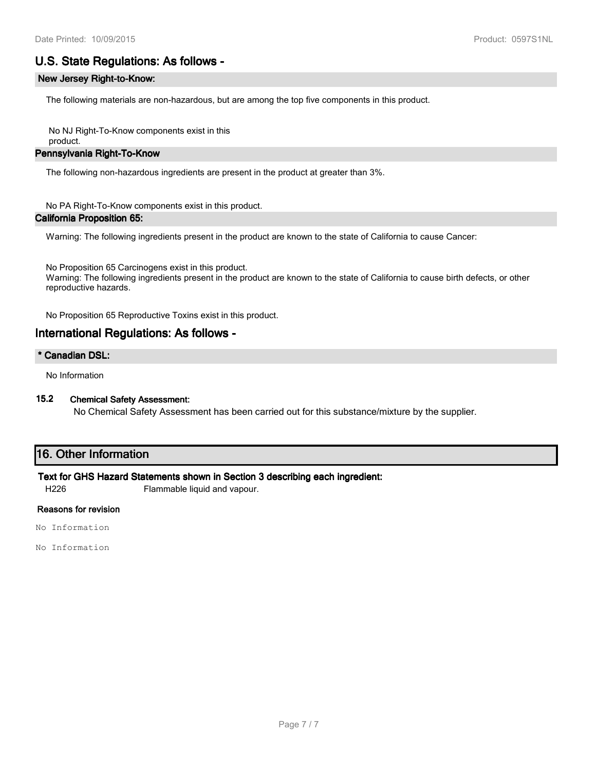## U.S. State Regulations: As follows -

### New Jersey Right-to-Know:

The following materials are non-hazardous, but are among the top five components in this product.

No NJ Right-To-Know components exist in this product.

### Pennsylvania Right-To-Know

The following non-hazardous ingredients are present in the product at greater than 3%.

No PA Right-To-Know components exist in this product.

### California Proposition 65:

Warning: The following ingredients present in the product are known to the state of California to cause Cancer:

No Proposition 65 Carcinogens exist in this product.

Warning: The following ingredients present in the product are known to the state of California to cause birth defects, or other reproductive hazards.

No Proposition 65 Reproductive Toxins exist in this product.

## International Regulations: As follows -

### * Canadian DSL:

No Information

### 15.2 Chemical Safety Assessment:

No Chemical Safety Assessment has been carried out for this substance/mixture by the supplier.

## 16. Other Information

**Text for GHS Hazard Statements shown in Section 3 describing each ingredient:**

H226 Flammable liquid and vapour.

**Reasons for revision**

No Information

No Information